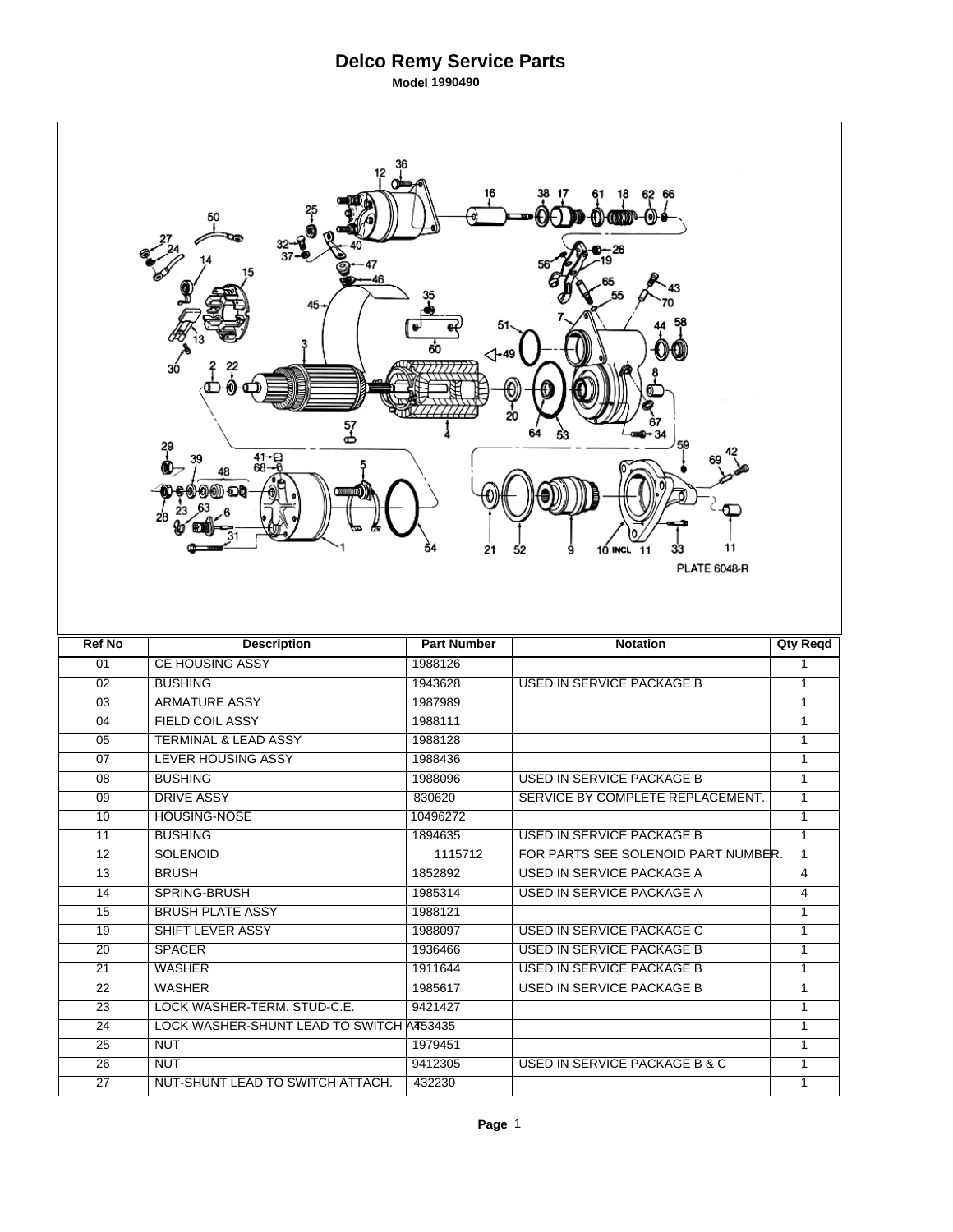# Delco Remy Service Parts

**Model 1990490**

PLATE 6048-R

| Ref No | Description | Part Number | Notation | Qty Reqd |
|---|---|---|---|---|
| 01 | CE HOUSING ASSY | 1988126 | | 1 |
| 02 | BUSHING | 1943628 | USED IN SERVICE PACKAGE B | 1 |
| 03 | ARMATURE ASSY | 1987989 | | 1 |
| 04 | FIELD COIL ASSY | 1988111 | | 1 |
| 05 | TERMINAL & LEAD ASSY | 1988128 | | 1 |
| 07 | LEVER HOUSING ASSY | 1988436 | | 1 |
| 08 | BUSHING | 1988096 | USED IN SERVICE PACKAGE B | 1 |
| 09 | DRIVE ASSY | 830620 | SERVICE BY COMPLETE REPLACEMENT. | 1 |
| 10 | HOUSING-NOSE | 10496272 | | 1 |
| 11 | BUSHING | 1894635 | USED IN SERVICE PACKAGE B | 1 |
| 12 | SOLENOID | 1115712 | FOR PARTS SEE SOLENOID PART NUMBER. | 1 |
| 13 | BRUSH | 1852892 | USED IN SERVICE PACKAGE A | 4 |
| 14 | SPRING-BRUSH | 1985314 | USED IN SERVICE PACKAGE A | 4 |
| 15 | BRUSH PLATE ASSY | 1988121 | | 1 |
| 19 | SHIFT LEVER ASSY | 1988097 | USED IN SERVICE PACKAGE C | 1 |
| 20 | SPACER | 1936466 | USED IN SERVICE PACKAGE B | 1 |
| 21 | WASHER | 1911644 | USED IN SERVICE PACKAGE B | 1 |
| 22 | WASHER | 1985617 | USED IN SERVICE PACKAGE B | 1 |
| 23 | LOCK WASHER-TERM. STUD-C.E. | 9421427 | | 1 |
| 24 | LOCK WASHER-SHUNT LEAD TO SWITCH AT | 453435 | | 1 |
| 25 | NUT | 1979451 | | 1 |
| 26 | NUT | 9412305 | USED IN SERVICE PACKAGE B & C | 1 |
| 27 | NUT-SHUNT LEAD TO SWITCH ATTACH. | 432230 | | 1 |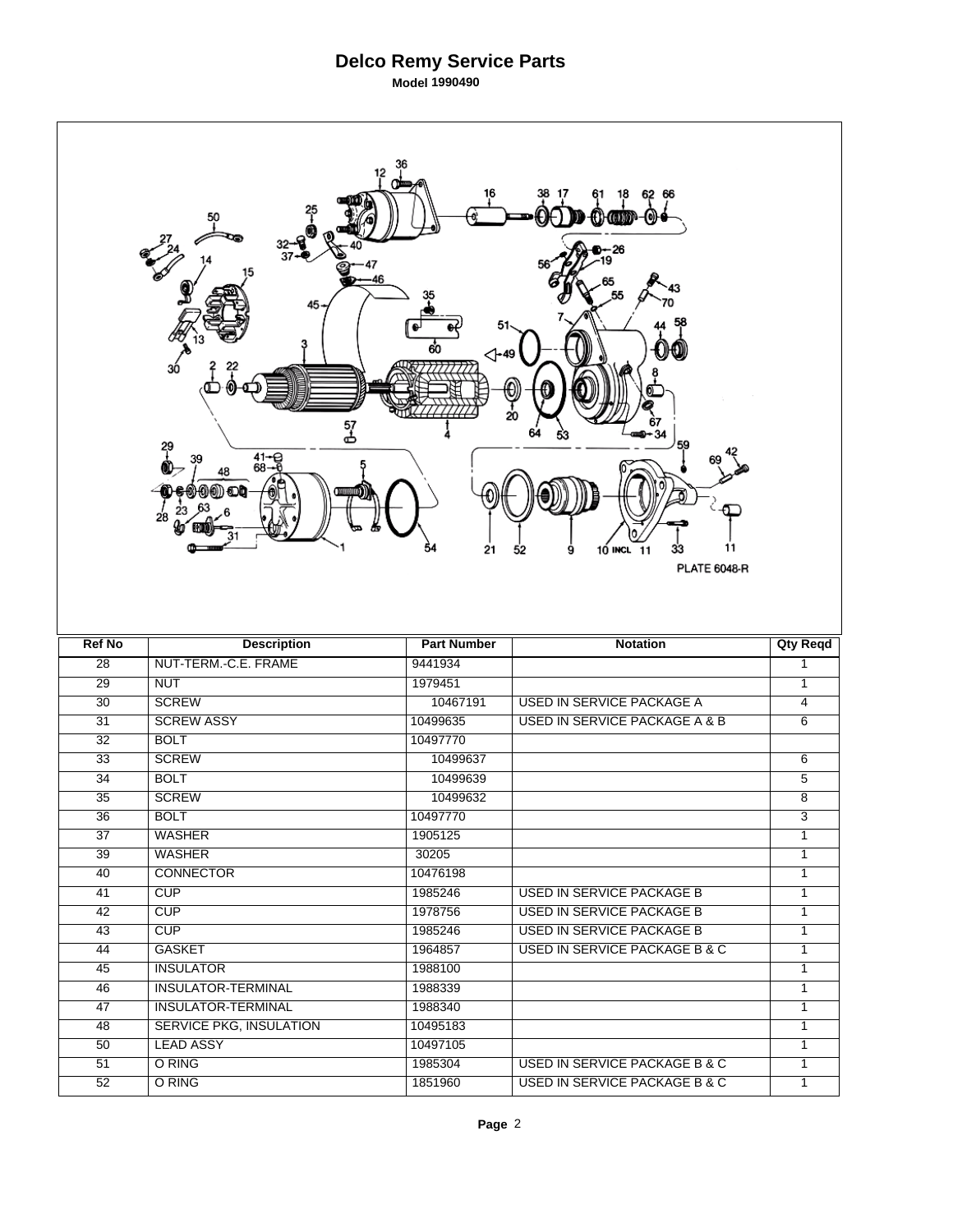# Delco Remy Service Parts

**Model 1990490**

PLATE 6048-R

| Ref No | Description | Part Number | Notation | Qty Reqd |
|---|---|---|---|---|
| 28 | NUT-TERM.-C.E. FRAME | 9441934 | | 1 |
| 29 | NUT | 1979451 | | 1 |
| 30 | SCREW | 10467191 | USED IN SERVICE PACKAGE A | 4 |
| 31 | SCREW ASSY | 10499635 | USED IN SERVICE PACKAGE A & B | 6 |
| 32 | BOLT | 10497770 | | |
| 33 | SCREW | 10499637 | | 6 |
| 34 | BOLT | 10499639 | | 5 |
| 35 | SCREW | 10499632 | | 8 |
| 36 | BOLT | 10497770 | | 3 |
| 37 | WASHER | 1905125 | | 1 |
| 39 | WASHER | 30205 | | 1 |
| 40 | CONNECTOR | 10476198 | | 1 |
| 41 | CUP | 1985246 | USED IN SERVICE PACKAGE B | 1 |
| 42 | CUP | 1978756 | USED IN SERVICE PACKAGE B | 1 |
| 43 | CUP | 1985246 | USED IN SERVICE PACKAGE B | 1 |
| 44 | GASKET | 1964857 | USED IN SERVICE PACKAGE B & C | 1 |
| 45 | INSULATOR | 1988100 | | 1 |
| 46 | INSULATOR-TERMINAL | 1988339 | | 1 |
| 47 | INSULATOR-TERMINAL | 1988340 | | 1 |
| 48 | SERVICE PKG, INSULATION | 10495183 | | 1 |
| 50 | LEAD ASSY | 10497105 | | 1 |
| 51 | O RING | 1985304 | USED IN SERVICE PACKAGE B & C | 1 |
| 52 | O RING | 1851960 | USED IN SERVICE PACKAGE B & C | 1 |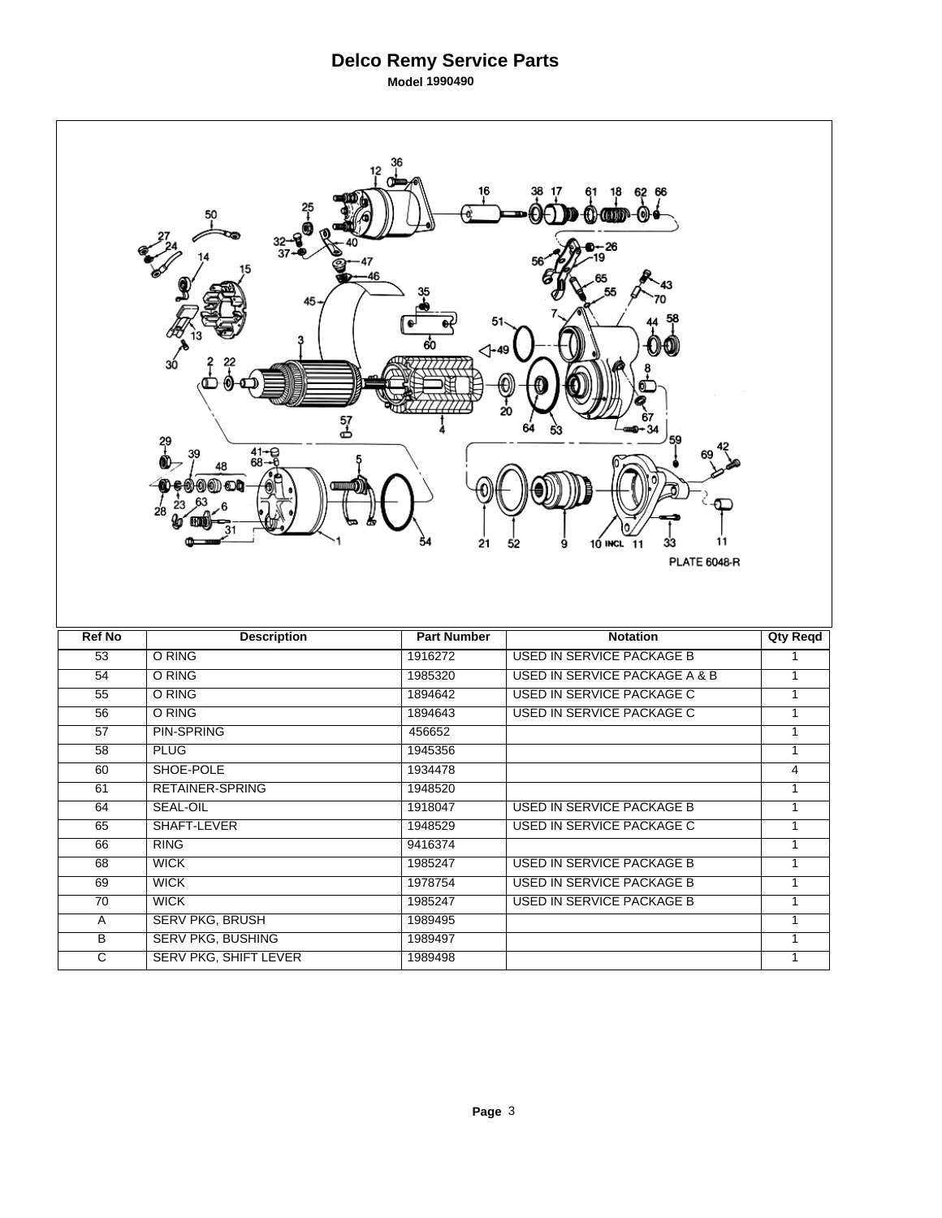# Delco Remy Service Parts

**Model 1990490**

PLATE 6048-R

| Ref No | Description | Part Number | Notation | Qty Reqd |
|---|---|---|---|---|
| 53 | O RING | 1916272 | USED IN SERVICE PACKAGE B | 1 |
| 54 | O RING | 1985320 | USED IN SERVICE PACKAGE A & B | 1 |
| 55 | O RING | 1894642 | USED IN SERVICE PACKAGE C | 1 |
| 56 | O RING | 1894643 | USED IN SERVICE PACKAGE C | 1 |
| 57 | PIN-SPRING | 456652 | | 1 |
| 58 | PLUG | 1945356 | | 1 |
| 60 | SHOE-POLE | 1934478 | | 4 |
| 61 | RETAINER-SPRING | 1948520 | | 1 |
| 64 | SEAL-OIL | 1918047 | USED IN SERVICE PACKAGE B | 1 |
| 65 | SHAFT-LEVER | 1948529 | USED IN SERVICE PACKAGE C | 1 |
| 66 | RING | 9416374 | | 1 |
| 68 | WICK | 1985247 | USED IN SERVICE PACKAGE B | 1 |
| 69 | WICK | 1978754 | USED IN SERVICE PACKAGE B | 1 |
| 70 | WICK | 1985247 | USED IN SERVICE PACKAGE B | 1 |
| A | SERV PKG, BRUSH | 1989495 | | 1 |
| B | SERV PKG, BUSHING | 1989497 | | 1 |
| C | SERV PKG, SHIFT LEVER | 1989498 | | 1 |